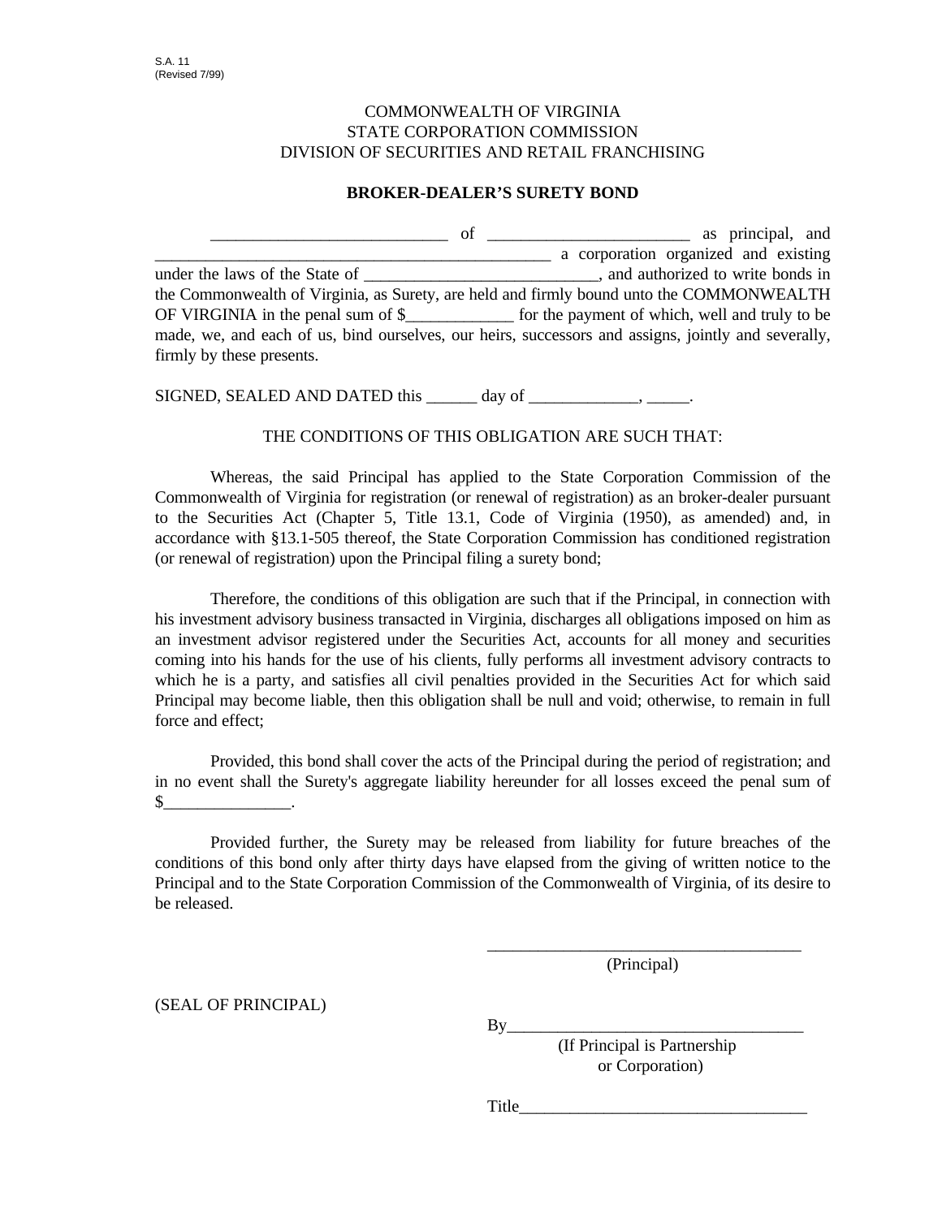S.A. 11
(Revised 7/99)

COMMONWEALTH OF VIRGINIA
STATE CORPORATION COMMISSION
DIVISION OF SECURITIES AND RETAIL FRANCHISING

**BROKER-DEALER'S SURETY BOND**

___________________________ of ________________________ as principal, and _______________________________________________ a corporation organized and existing under the laws of the State of ___________________________, and authorized to write bonds in the Commonwealth of Virginia, as Surety, are held and firmly bound unto the COMMONWEALTH OF VIRGINIA in the penal sum of $_____________ for the payment of which, well and truly to be made, we, and each of us, bind ourselves, our heirs, successors and assigns, jointly and severally, firmly by these presents.

SIGNED, SEALED AND DATED this ______ day of _____________, _____.

THE CONDITIONS OF THIS OBLIGATION ARE SUCH THAT:

Whereas, the said Principal has applied to the State Corporation Commission of the Commonwealth of Virginia for registration (or renewal of registration) as an broker-dealer pursuant to the Securities Act (Chapter 5, Title 13.1, Code of Virginia (1950), as amended) and, in accordance with §13.1-505 thereof, the State Corporation Commission has conditioned registration (or renewal of registration) upon the Principal filing a surety bond;

Therefore, the conditions of this obligation are such that if the Principal, in connection with his investment advisory business transacted in Virginia, discharges all obligations imposed on him as an investment advisor registered under the Securities Act, accounts for all money and securities coming into his hands for the use of his clients, fully performs all investment advisory contracts to which he is a party, and satisfies all civil penalties provided in the Securities Act for which said Principal may become liable, then this obligation shall be null and void; otherwise, to remain in full force and effect;

Provided, this bond shall cover the acts of the Principal during the period of registration; and in no event shall the Surety's aggregate liability hereunder for all losses exceed the penal sum of $_______________.

Provided further, the Surety may be released from liability for future breaches of the conditions of this bond only after thirty days have elapsed from the giving of written notice to the Principal and to the State Corporation Commission of the Commonwealth of Virginia, of its desire to be released.

______________________________________
(Principal)

(SEAL OF PRINCIPAL)

By___________________________________
(If Principal is Partnership or Corporation)

Title__________________________________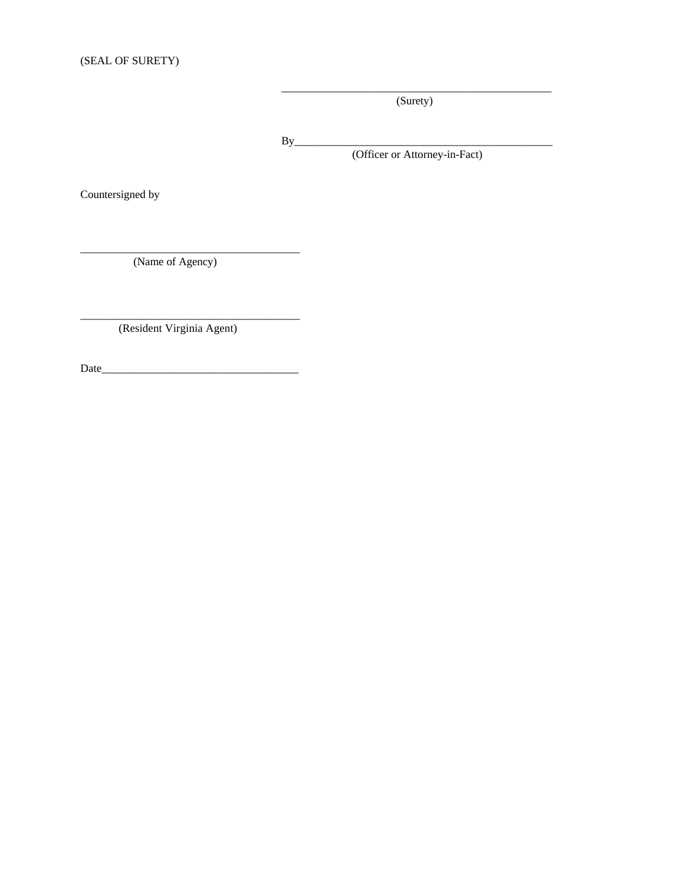(SEAL OF SURETY)

\_\_\_\_\_\_\_\_\_\_\_\_\_\_\_\_\_\_\_\_\_\_\_\_\_\_\_\_\_\_\_\_\_\_\_\_\_\_\_\_\_\_\_\_\_\_\_\_
(Surety)

By\_\_\_\_\_\_\_\_\_\_\_\_\_\_\_\_\_\_\_\_\_\_\_\_\_\_\_\_\_\_\_\_\_\_\_\_\_\_\_\_\_\_\_\_\_\_
(Officer or Attorney-in-Fact)

Countersigned by

\_\_\_\_\_\_\_\_\_\_\_\_\_\_\_\_\_\_\_\_\_\_\_\_\_\_\_\_\_\_\_\_\_\_\_\_\_\_\_\_
(Name of Agency)

\_\_\_\_\_\_\_\_\_\_\_\_\_\_\_\_\_\_\_\_\_\_\_\_\_\_\_\_\_\_\_\_\_\_\_\_\_\_\_\_
(Resident Virginia Agent)

Date\_\_\_\_\_\_\_\_\_\_\_\_\_\_\_\_\_\_\_\_\_\_\_\_\_\_\_\_\_\_\_\_\_\_\_\_